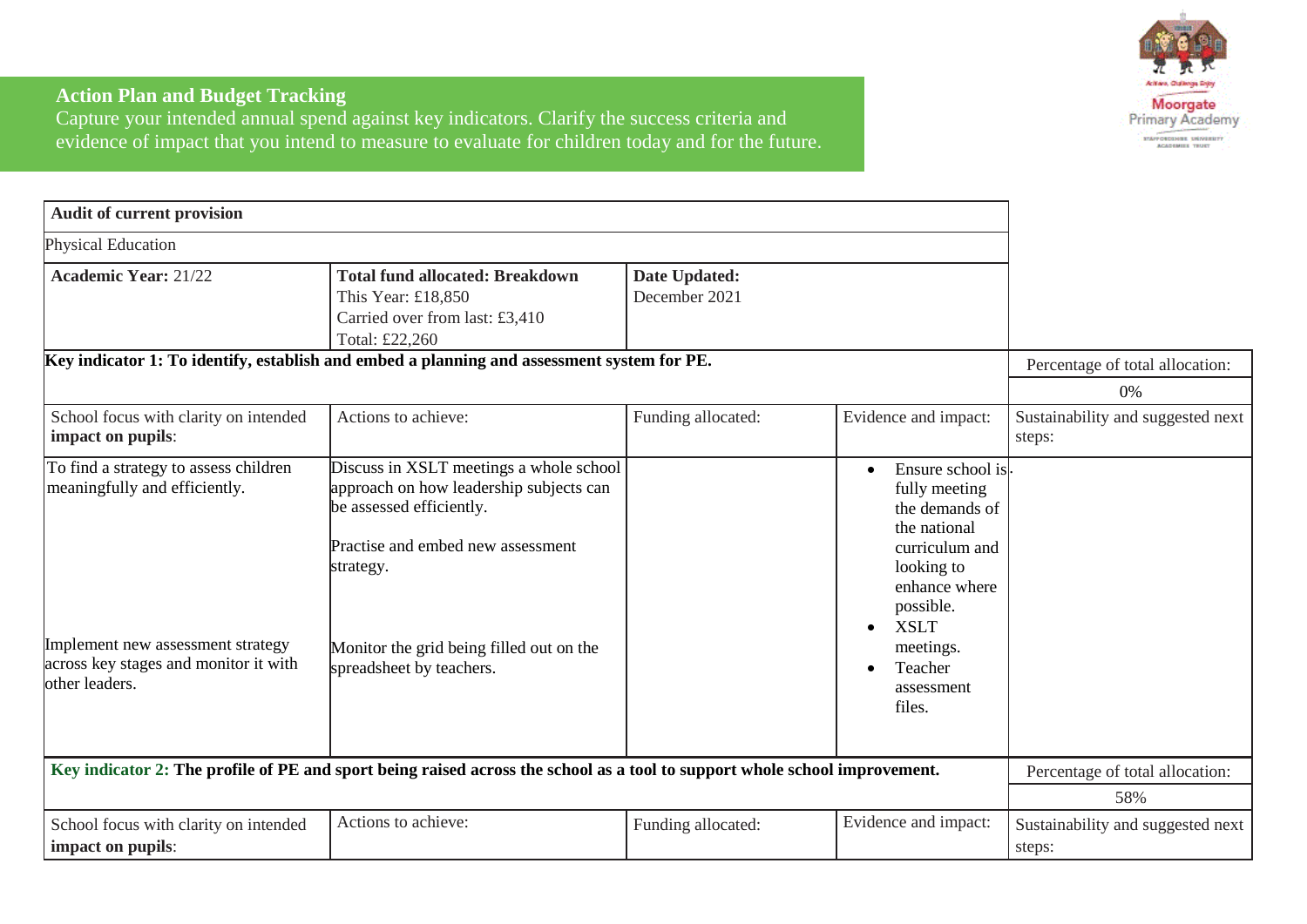## Action Plan and Budget Tracking

Capture your intended annual spend against key indicators. Clarify the success criteria and evidence of impact that you intend to measure to evaluate for children today and for the future.

| **Audit of current provision** | | | | |
|---|---|---|---|---|
| Physical Education | | | | |
| **Academic Year:** 21/22 | **Total fund allocated: Breakdown**<br>This Year: £18,850<br>Carried over from last: £3,410<br>Total: £22,260 | **Date Updated:**<br>December 2021 | | |
| **Key indicator 1: To identify, establish and embed a planning and assessment system for PE.** | | | | Percentage of total allocation:<br>0% |
| School focus with clarity on intended **impact on pupils**: | Actions to achieve: | Funding allocated: | Evidence and impact: | Sustainability and suggested next steps: |
| To find a strategy to assess children meaningfully and efficiently.<br><br>Implement new assessment strategy across key stages and monitor it with other leaders. | Discuss in XSLT meetings a whole school approach on how leadership subjects can be assessed efficiently.<br><br>Practise and embed new assessment strategy.<br><br>Monitor the grid being filled out on the spreadsheet by teachers. | | • Ensure school is fully meeting the demands of the national curriculum and looking to enhance where possible.<br>• XSLT meetings.<br>• Teacher assessment files. | . |
| **Key indicator 2: The profile of PE and sport being raised across the school as a tool to support whole school improvement.** | | | | Percentage of total allocation:<br>58% |
| School focus with clarity on intended **impact on pupils**: | Actions to achieve: | Funding allocated: | Evidence and impact: | Sustainability and suggested next steps: |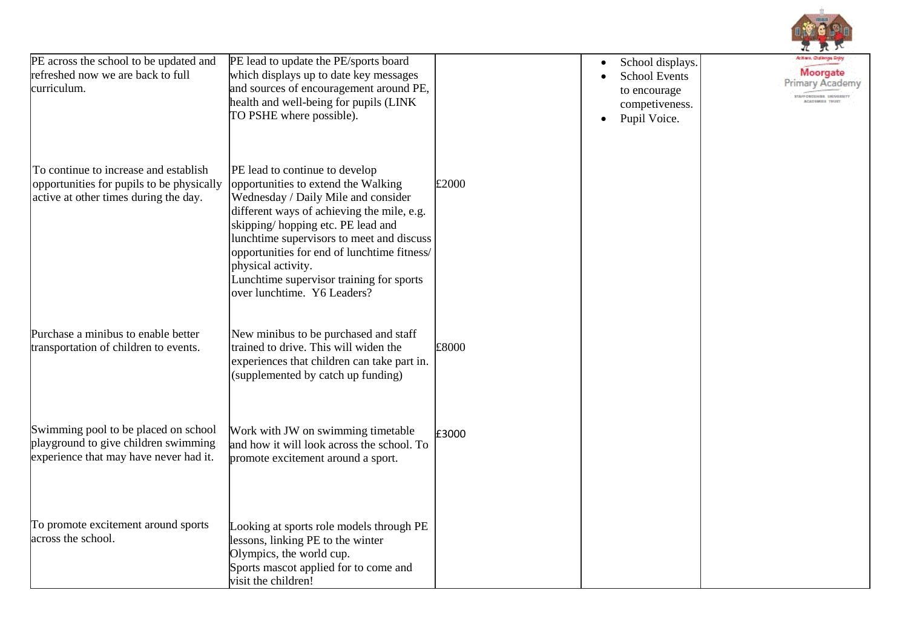| | | | | |
|---|---|---|---|---|
| PE across the school to be updated and refreshed now we are back to full curriculum. | PE lead to update the PE/sports board which displays up to date key messages and sources of encouragement around PE, health and well-being for pupils (LINK TO PSHE where possible). | | • School displays.<br>• School Events to encourage competiveness.<br>• Pupil Voice. | |
| To continue to increase and establish opportunities for pupils to be physically active at other times during the day. | PE lead to continue to develop opportunities to extend the Walking Wednesday / Daily Mile and consider different ways of achieving the mile, e.g. skipping/ hopping etc. PE lead and lunchtime supervisors to meet and discuss opportunities for end of lunchtime fitness/ physical activity.<br>Lunchtime supervisor training for sports over lunchtime. Y6 Leaders? | £2000 | | |
| Purchase a minibus to enable better transportation of children to events. | New minibus to be purchased and staff trained to drive. This will widen the experiences that children can take part in. (supplemented by catch up funding) | £8000 | | |
| Swimming pool to be placed on school playground to give children swimming experience that may have never had it. | Work with JW on swimming timetable and how it will look across the school. To promote excitement around a sport. | £3000 | | |
| To promote excitement around sports across the school. | Looking at sports role models through PE lessons, linking PE to the winter Olympics, the world cup.<br>Sports mascot applied for to come and visit the children! | | | |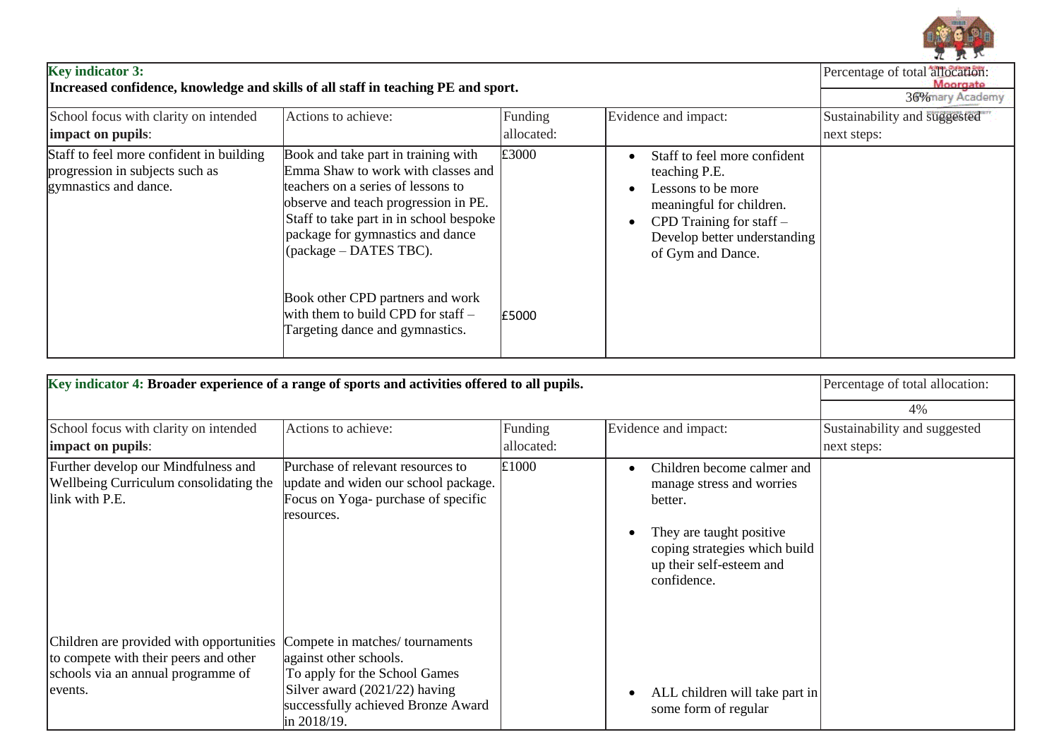| **Key indicator 3:** **Increased confidence, knowledge and skills of all staff in teaching PE and sport.** | | | | Percentage of total allocation: |
|---|---|---|---|---|
| | | | | 36% |
| School focus with clarity on intended **impact on pupils**: | Actions to achieve: | Funding allocated: | Evidence and impact: | Sustainability and suggested next steps: |
| Staff to feel more confident in building progression in subjects such as gymnastics and dance. | Book and take part in training with Emma Shaw to work with classes and teachers on a series of lessons to observe and teach progression in PE. Staff to take part in in school bespoke package for gymnastics and dance (package – DATES TBC). | £3000 | <ul><li>Staff to feel more confident teaching P.E.</li><li>Lessons to be more meaningful for children.</li><li>CPD Training for staff – Develop better understanding of Gym and Dance.</li></ul> | |
| | Book other CPD partners and work with them to build CPD for staff – Targeting dance and gymnastics. | £5000 | | |

| **Key indicator 4:** **Broader experience of a range of sports and activities offered to all pupils.** | | | | Percentage of total allocation: |
|---|---|---|---|---|
| | | | | 4% |
| School focus with clarity on intended **impact on pupils**: | Actions to achieve: | Funding allocated: | Evidence and impact: | Sustainability and suggested next steps: |
| Further develop our Mindfulness and Wellbeing Curriculum consolidating the link with P.E. | Purchase of relevant resources to update and widen our school package. Focus on Yoga- purchase of specific resources. | £1000 | <ul><li>Children become calmer and manage stress and worries better.</li><li>They are taught positive coping strategies which build up their self-esteem and confidence.</li></ul> | |
| Children are provided with opportunities to compete with their peers and other schools via an annual programme of events. | Compete in matches/ tournaments against other schools. To apply for the School Games Silver award (2021/22) having successfully achieved Bronze Award in 2018/19. | | <ul><li>ALL children will take part in some form of regular</li></ul> | |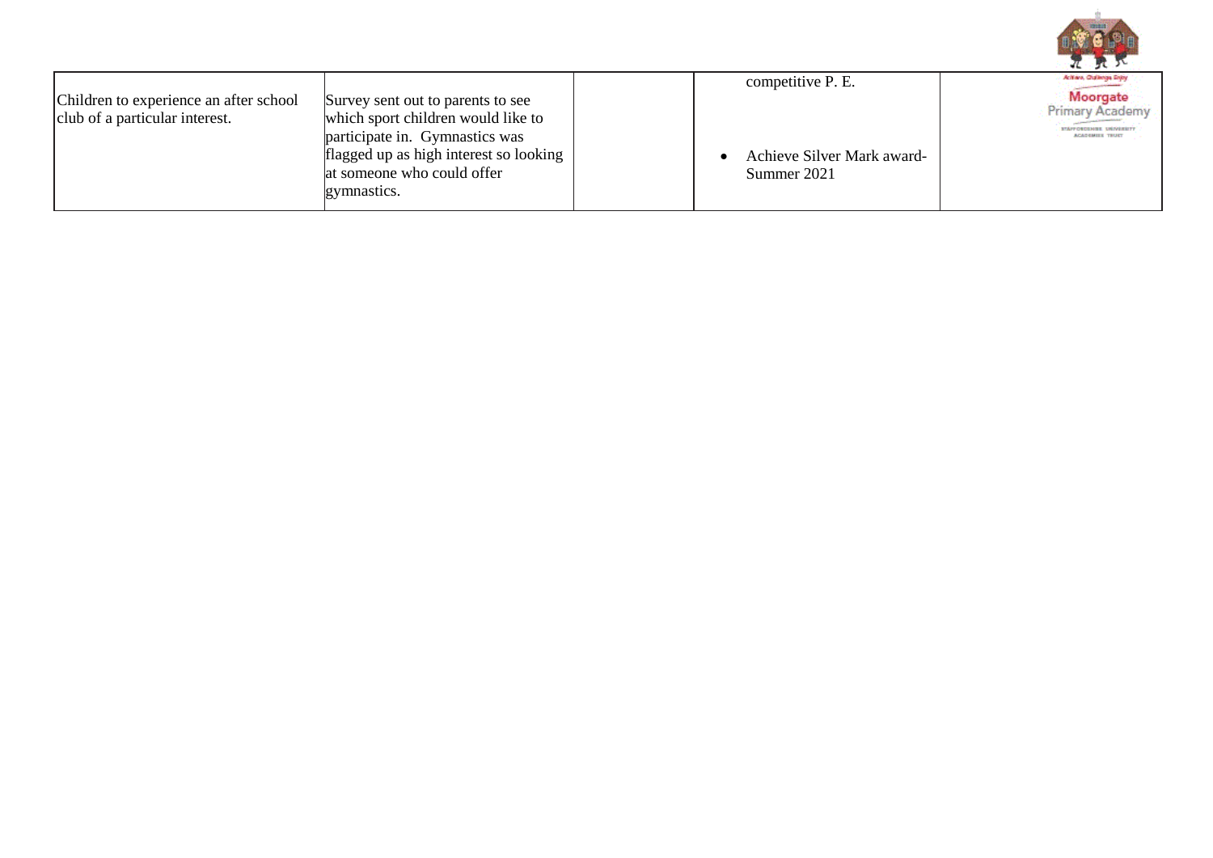| | | | | |
|---|---|---|---|---|
| Children to experience an after school club of a particular interest. | Survey sent out to parents to see which sport children would like to participate in. Gymnastics was flagged up as high interest so looking at someone who could offer gymnastics. | | competitive P. E.<br><br>• Achieve Silver Mark award-Summer 2021 | |